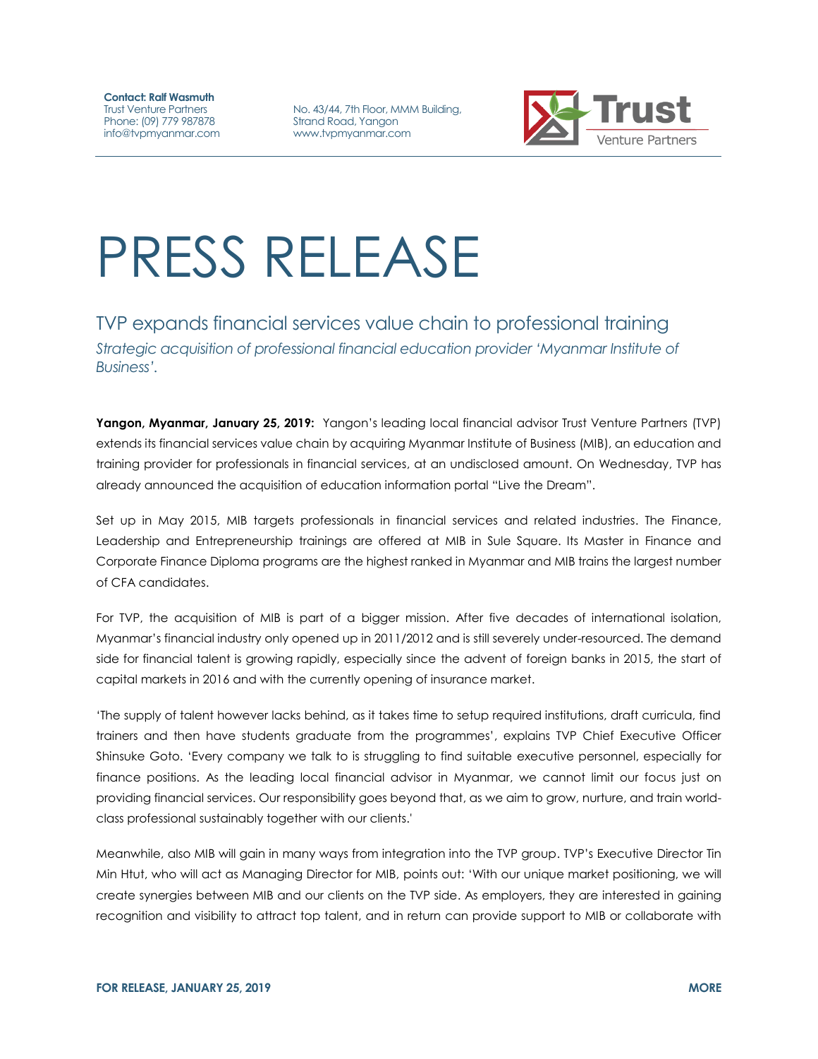**Contact: Ralf Wasmuth**
Trust Venture Partners
Phone: (09) 779 987878
info@tvpmyanmar.com

No. 43/44, 7th Floor, MMM Building,
Strand Road, Yangon
www.tvpmyanmar.com

# PRESS RELEASE

## TVP expands financial services value chain to professional training

*Strategic acquisition of professional financial education provider 'Myanmar Institute of Business'.*

**Yangon, Myanmar, January 25, 2019:** Yangon's leading local financial advisor Trust Venture Partners (TVP) extends its financial services value chain by acquiring Myanmar Institute of Business (MIB), an education and training provider for professionals in financial services, at an undisclosed amount. On Wednesday, TVP has already announced the acquisition of education information portal "Live the Dream".

Set up in May 2015, MIB targets professionals in financial services and related industries. The Finance, Leadership and Entrepreneurship trainings are offered at MIB in Sule Square. Its Master in Finance and Corporate Finance Diploma programs are the highest ranked in Myanmar and MIB trains the largest number of CFA candidates.

For TVP, the acquisition of MIB is part of a bigger mission. After five decades of international isolation, Myanmar's financial industry only opened up in 2011/2012 and is still severely under-resourced. The demand side for financial talent is growing rapidly, especially since the advent of foreign banks in 2015, the start of capital markets in 2016 and with the currently opening of insurance market.

'The supply of talent however lacks behind, as it takes time to setup required institutions, draft curricula, find trainers and then have students graduate from the programmes', explains TVP Chief Executive Officer Shinsuke Goto. 'Every company we talk to is struggling to find suitable executive personnel, especially for finance positions. As the leading local financial advisor in Myanmar, we cannot limit our focus just on providing financial services. Our responsibility goes beyond that, as we aim to grow, nurture, and train world-class professional sustainably together with our clients.'

Meanwhile, also MIB will gain in many ways from integration into the TVP group. TVP's Executive Director Tin Min Htut, who will act as Managing Director for MIB, points out: 'With our unique market positioning, we will create synergies between MIB and our clients on the TVP side. As employers, they are interested in gaining recognition and visibility to attract top talent, and in return can provide support to MIB or collaborate with

**FOR RELEASE, JANUARY 25, 2019** **MORE**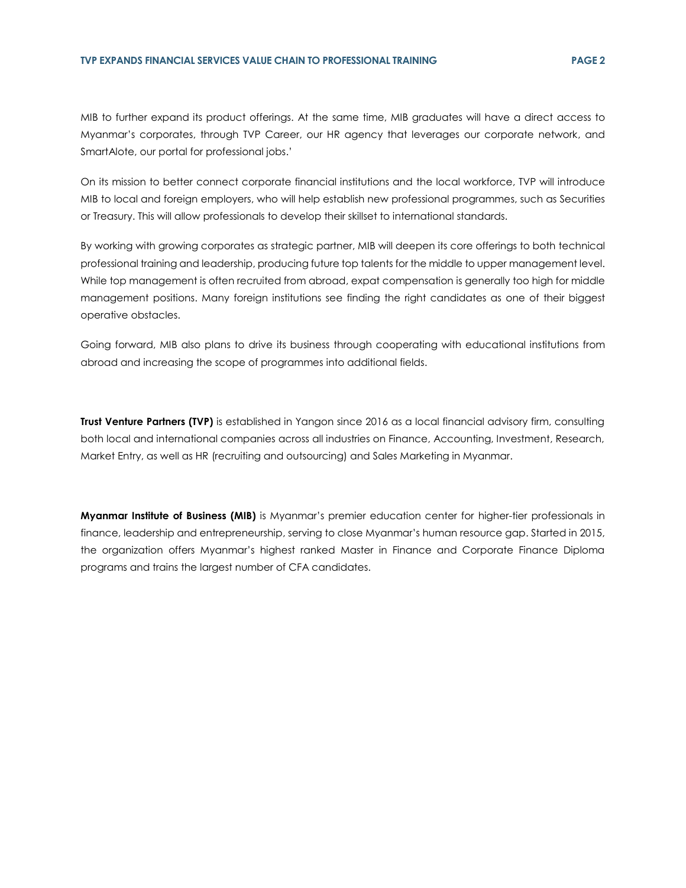MIB to further expand its product offerings. At the same time, MIB graduates will have a direct access to Myanmar's corporates, through TVP Career, our HR agency that leverages our corporate network, and SmartAlote, our portal for professional jobs.'

On its mission to better connect corporate financial institutions and the local workforce, TVP will introduce MIB to local and foreign employers, who will help establish new professional programmes, such as Securities or Treasury. This will allow professionals to develop their skillset to international standards.

By working with growing corporates as strategic partner, MIB will deepen its core offerings to both technical professional training and leadership, producing future top talents for the middle to upper management level. While top management is often recruited from abroad, expat compensation is generally too high for middle management positions. Many foreign institutions see finding the right candidates as one of their biggest operative obstacles.

Going forward, MIB also plans to drive its business through cooperating with educational institutions from abroad and increasing the scope of programmes into additional fields.

**Trust Venture Partners (TVP)** is established in Yangon since 2016 as a local financial advisory firm, consulting both local and international companies across all industries on Finance, Accounting, Investment, Research, Market Entry, as well as HR (recruiting and outsourcing) and Sales Marketing in Myanmar.

**Myanmar Institute of Business (MIB)** is Myanmar's premier education center for higher-tier professionals in finance, leadership and entrepreneurship, serving to close Myanmar's human resource gap. Started in 2015, the organization offers Myanmar's highest ranked Master in Finance and Corporate Finance Diploma programs and trains the largest number of CFA candidates.